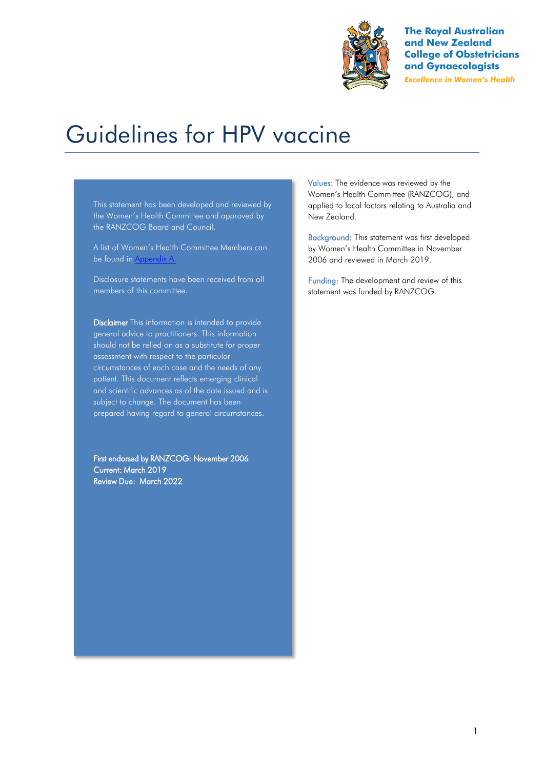The Royal Australian and New Zealand College of Obstetricians and Gynaecologists

*Excellence in Women's Health*

# Guidelines for HPV vaccine

This statement has been developed and reviewed by the Women's Health Committee and approved by the RANZCOG Board and Council.

A list of Women's Health Committee Members can be found in [Appendix A.](#)

Disclosure statements have been received from all members of this committee.

**Disclaimer** This information is intended to provide general advice to practitioners. This information should not be relied on as a substitute for proper assessment with respect to the particular circumstances of each case and the needs of any patient. This document reflects emerging clinical and scientific advances as of the date issued and is subject to change. The document has been prepared having regard to general circumstances.

First endorsed by RANZCOG: November 2006
Current: March 2019
Review Due: March 2022

Values: The evidence was reviewed by the Women's Health Committee (RANZCOG), and applied to local factors relating to Australia and New Zealand.

Background: This statement was first developed by Women's Health Committee in November 2006 and reviewed in March 2019.

Funding: The development and review of this statement was funded by RANZCOG.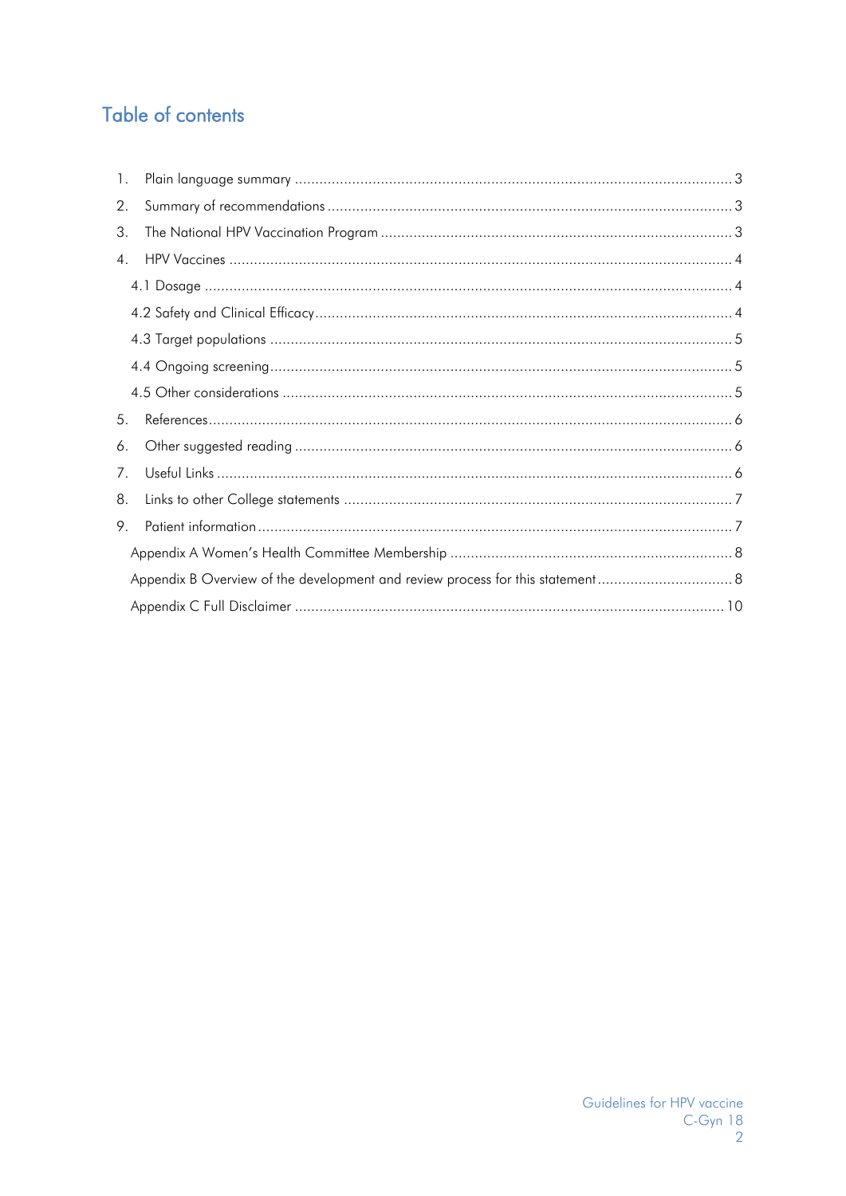## Table of contents

1. Plain language summary ..... 3
2. Summary of recommendations ..... 3
3. The National HPV Vaccination Program ..... 3
4. HPV Vaccines ..... 4
   - 4.1 Dosage ..... 4
   - 4.2 Safety and Clinical Efficacy ..... 4
   - 4.3 Target populations ..... 5
   - 4.4 Ongoing screening ..... 5
   - 4.5 Other considerations ..... 5
5. References ..... 6
6. Other suggested reading ..... 6
7. Useful Links ..... 6
8. Links to other College statements ..... 7
9. Patient information ..... 7

Appendix A Women's Health Committee Membership ..... 8

Appendix B Overview of the development and review process for this statement ..... 8

Appendix C Full Disclaimer ..... 10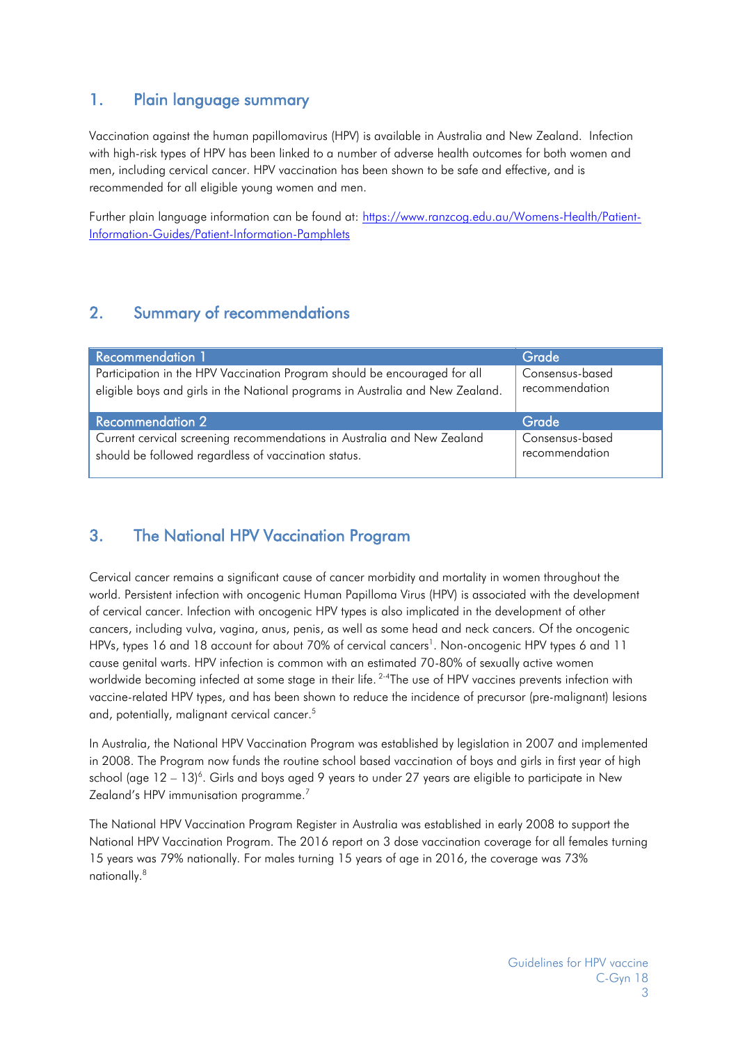## 1. Plain language summary

Vaccination against the human papillomavirus (HPV) is available in Australia and New Zealand. Infection with high-risk types of HPV has been linked to a number of adverse health outcomes for both women and men, including cervical cancer. HPV vaccination has been shown to be safe and effective, and is recommended for all eligible young women and men.

Further plain language information can be found at: https://www.ranzcog.edu.au/Womens-Health/Patient-Information-Guides/Patient-Information-Pamphlets

## 2. Summary of recommendations

| Recommendation 1 | Grade |
|---|---|
| Participation in the HPV Vaccination Program should be encouraged for all eligible boys and girls in the National programs in Australia and New Zealand. | Consensus-based recommendation |

| Recommendation 2 | Grade |
|---|---|
| Current cervical screening recommendations in Australia and New Zealand should be followed regardless of vaccination status. | Consensus-based recommendation |

## 3. The National HPV Vaccination Program

Cervical cancer remains a significant cause of cancer morbidity and mortality in women throughout the world. Persistent infection with oncogenic Human Papilloma Virus (HPV) is associated with the development of cervical cancer. Infection with oncogenic HPV types is also implicated in the development of other cancers, including vulva, vagina, anus, penis, as well as some head and neck cancers. Of the oncogenic HPVs, types 16 and 18 account for about 70% of cervical cancers[1]. Non-oncogenic HPV types 6 and 11 cause genital warts. HPV infection is common with an estimated 70-80% of sexually active women worldwide becoming infected at some stage in their life. [2-4]The use of HPV vaccines prevents infection with vaccine-related HPV types, and has been shown to reduce the incidence of precursor (pre-malignant) lesions and, potentially, malignant cervical cancer.[5]

In Australia, the National HPV Vaccination Program was established by legislation in 2007 and implemented in 2008. The Program now funds the routine school based vaccination of boys and girls in first year of high school (age 12 – 13)[6]. Girls and boys aged 9 years to under 27 years are eligible to participate in New Zealand's HPV immunisation programme.[7]

The National HPV Vaccination Program Register in Australia was established in early 2008 to support the National HPV Vaccination Program. The 2016 report on 3 dose vaccination coverage for all females turning 15 years was 79% nationally. For males turning 15 years of age in 2016, the coverage was 73% nationally.[8]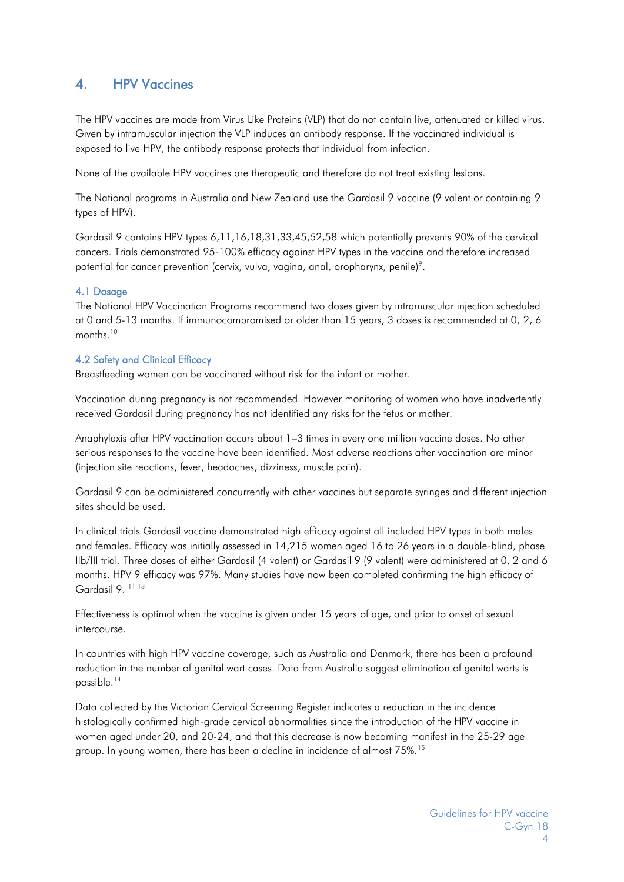## 4. HPV Vaccines

The HPV vaccines are made from Virus Like Proteins (VLP) that do not contain live, attenuated or killed virus. Given by intramuscular injection the VLP induces an antibody response. If the vaccinated individual is exposed to live HPV, the antibody response protects that individual from infection.

None of the available HPV vaccines are therapeutic and therefore do not treat existing lesions.

The National programs in Australia and New Zealand use the Gardasil 9 vaccine (9 valent or containing 9 types of HPV).

Gardasil 9 contains HPV types 6,11,16,18,31,33,45,52,58 which potentially prevents 90% of the cervical cancers. Trials demonstrated 95-100% efficacy against HPV types in the vaccine and therefore increased potential for cancer prevention (cervix, vulva, vagina, anal, oropharynx, penile)[9].

### 4.1 Dosage

The National HPV Vaccination Programs recommend two doses given by intramuscular injection scheduled at 0 and 5-13 months. If immunocompromised or older than 15 years, 3 doses is recommended at 0, 2, 6 months.[10]

### 4.2 Safety and Clinical Efficacy

Breastfeeding women can be vaccinated without risk for the infant or mother.

Vaccination during pregnancy is not recommended. However monitoring of women who have inadvertently received Gardasil during pregnancy has not identified any risks for the fetus or mother.

Anaphylaxis after HPV vaccination occurs about 1–3 times in every one million vaccine doses. No other serious responses to the vaccine have been identified. Most adverse reactions after vaccination are minor (injection site reactions, fever, headaches, dizziness, muscle pain).

Gardasil 9 can be administered concurrently with other vaccines but separate syringes and different injection sites should be used.

In clinical trials Gardasil vaccine demonstrated high efficacy against all included HPV types in both males and females. Efficacy was initially assessed in 14,215 women aged 16 to 26 years in a double-blind, phase IIb/III trial. Three doses of either Gardasil (4 valent) or Gardasil 9 (9 valent) were administered at 0, 2 and 6 months. HPV 9 efficacy was 97%. Many studies have now been completed confirming the high efficacy of Gardasil 9. [11-13]

Effectiveness is optimal when the vaccine is given under 15 years of age, and prior to onset of sexual intercourse.

In countries with high HPV vaccine coverage, such as Australia and Denmark, there has been a profound reduction in the number of genital wart cases. Data from Australia suggest elimination of genital warts is possible.[14]

Data collected by the Victorian Cervical Screening Register indicates a reduction in the incidence histologically confirmed high-grade cervical abnormalities since the introduction of the HPV vaccine in women aged under 20, and 20-24, and that this decrease is now becoming manifest in the 25-29 age group. In young women, there has been a decline in incidence of almost 75%.[15]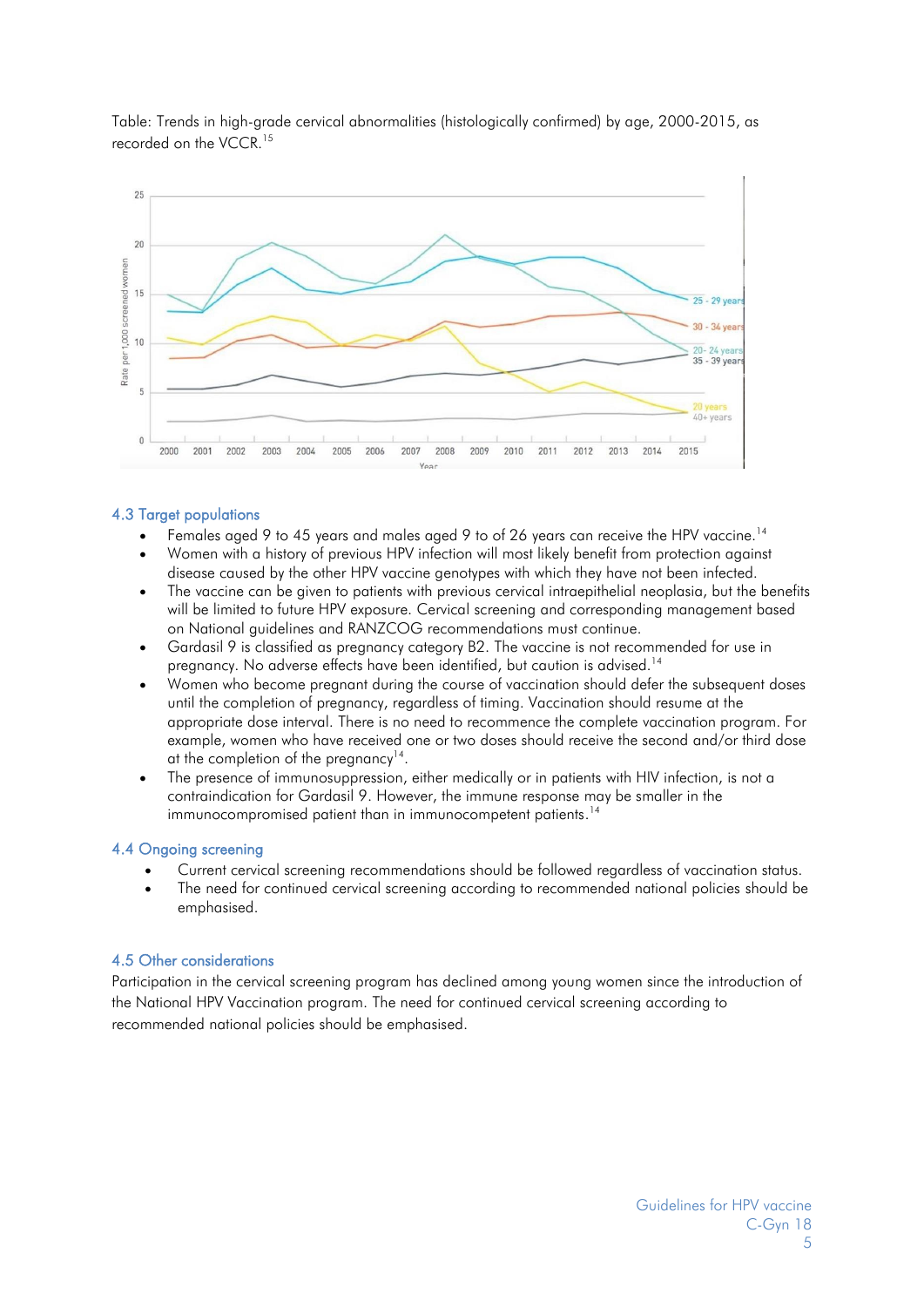Table: Trends in high-grade cervical abnormalities (histologically confirmed) by age, 2000-2015, as recorded on the VCCR.[15]

25
20
15
10
5
0

Rate per 1,000 screened women

2000 2001 2002 2003 2004 2005 2006 2007 2008 2009 2010 2011 2012 2013 2014 2015

Year

25 - 29 years
30 - 34 years
20- 24 years
35 - 39 years
20 years
40+ years

### 4.3 Target populations

- Females aged 9 to 45 years and males aged 9 to of 26 years can receive the HPV vaccine.[14]
- Women with a history of previous HPV infection will most likely benefit from protection against disease caused by the other HPV vaccine genotypes with which they have not been infected.
- The vaccine can be given to patients with previous cervical intraepithelial neoplasia, but the benefits will be limited to future HPV exposure. Cervical screening and corresponding management based on National guidelines and RANZCOG recommendations must continue.
- Gardasil 9 is classified as pregnancy category B2. The vaccine is not recommended for use in pregnancy. No adverse effects have been identified, but caution is advised.[14]
- Women who become pregnant during the course of vaccination should defer the subsequent doses until the completion of pregnancy, regardless of timing. Vaccination should resume at the appropriate dose interval. There is no need to recommence the complete vaccination program. For example, women who have received one or two doses should receive the second and/or third dose at the completion of the pregnancy[14].
- The presence of immunosuppression, either medically or in patients with HIV infection, is not a contraindication for Gardasil 9. However, the immune response may be smaller in the immunocompromised patient than in immunocompetent patients.[14]

### 4.4 Ongoing screening

- Current cervical screening recommendations should be followed regardless of vaccination status.
- The need for continued cervical screening according to recommended national policies should be emphasised.

### 4.5 Other considerations

Participation in the cervical screening program has declined among young women since the introduction of the National HPV Vaccination program. The need for continued cervical screening according to recommended national policies should be emphasised.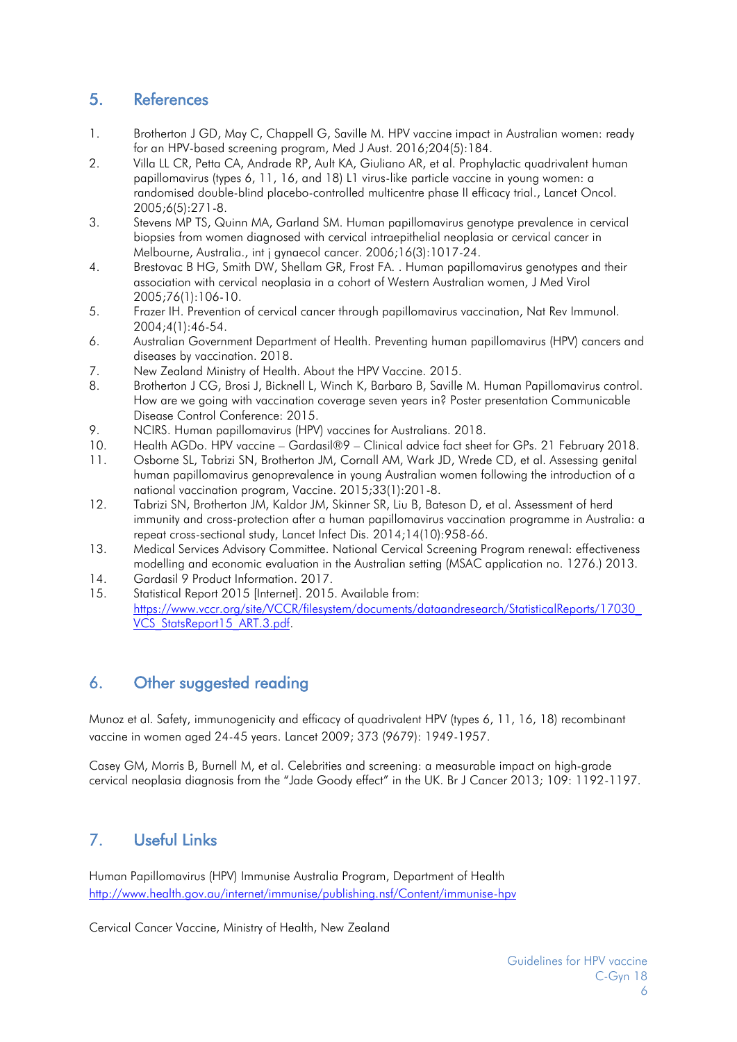## 5. References

1. Brotherton J GD, May C, Chappell G, Saville M. HPV vaccine impact in Australian women: ready for an HPV-based screening program, Med J Aust. 2016;204(5):184.
2. Villa LL CR, Petta CA, Andrade RP, Ault KA, Giuliano AR, et al. Prophylactic quadrivalent human papillomavirus (types 6, 11, 16, and 18) L1 virus-like particle vaccine in young women: a randomised double-blind placebo-controlled multicentre phase II efficacy trial., Lancet Oncol. 2005;6(5):271-8.
3. Stevens MP TS, Quinn MA, Garland SM. Human papillomavirus genotype prevalence in cervical biopsies from women diagnosed with cervical intraepithelial neoplasia or cervical cancer in Melbourne, Australia., int j gynaecol cancer. 2006;16(3):1017-24.
4. Brestovac B HG, Smith DW, Shellam GR, Frost FA. . Human papillomavirus genotypes and their association with cervical neoplasia in a cohort of Western Australian women, J Med Virol 2005;76(1):106-10.
5. Frazer IH. Prevention of cervical cancer through papillomavirus vaccination, Nat Rev Immunol. 2004;4(1):46-54.
6. Australian Government Department of Health. Preventing human papillomavirus (HPV) cancers and diseases by vaccination. 2018.
7. New Zealand Ministry of Health. About the HPV Vaccine. 2015.
8. Brotherton J CG, Brosi J, Bicknell L, Winch K, Barbaro B, Saville M. Human Papillomavirus control. How are we going with vaccination coverage seven years in? Poster presentation Communicable Disease Control Conference: 2015.
9. NCIRS. Human papillomavirus (HPV) vaccines for Australians. 2018.
10. Health AGDo. HPV vaccine – Gardasil®9 – Clinical advice fact sheet for GPs. 21 February 2018.
11. Osborne SL, Tabrizi SN, Brotherton JM, Cornall AM, Wark JD, Wrede CD, et al. Assessing genital human papillomavirus genoprevalence in young Australian women following the introduction of a national vaccination program, Vaccine. 2015;33(1):201-8.
12. Tabrizi SN, Brotherton JM, Kaldor JM, Skinner SR, Liu B, Bateson D, et al. Assessment of herd immunity and cross-protection after a human papillomavirus vaccination programme in Australia: a repeat cross-sectional study, Lancet Infect Dis. 2014;14(10):958-66.
13. Medical Services Advisory Committee. National Cervical Screening Program renewal: effectiveness modelling and economic evaluation in the Australian setting (MSAC application no. 1276.) 2013.
14. Gardasil 9 Product Information. 2017.
15. Statistical Report 2015 [Internet]. 2015. Available from: https://www.vccr.org/site/VCCR/filesystem/documents/dataandresearch/StatisticalReports/17030_VCS_StatsReport15_ART.3.pdf.

## 6. Other suggested reading

Munoz et al. Safety, immunogenicity and efficacy of quadrivalent HPV (types 6, 11, 16, 18) recombinant vaccine in women aged 24-45 years. Lancet 2009; 373 (9679): 1949-1957.

Casey GM, Morris B, Burnell M, et al. Celebrities and screening: a measurable impact on high-grade cervical neoplasia diagnosis from the "Jade Goody effect" in the UK. Br J Cancer 2013; 109: 1192-1197.

## 7. Useful Links

Human Papillomavirus (HPV) Immunise Australia Program, Department of Health
http://www.health.gov.au/internet/immunise/publishing.nsf/Content/immunise-hpv

Cervical Cancer Vaccine, Ministry of Health, New Zealand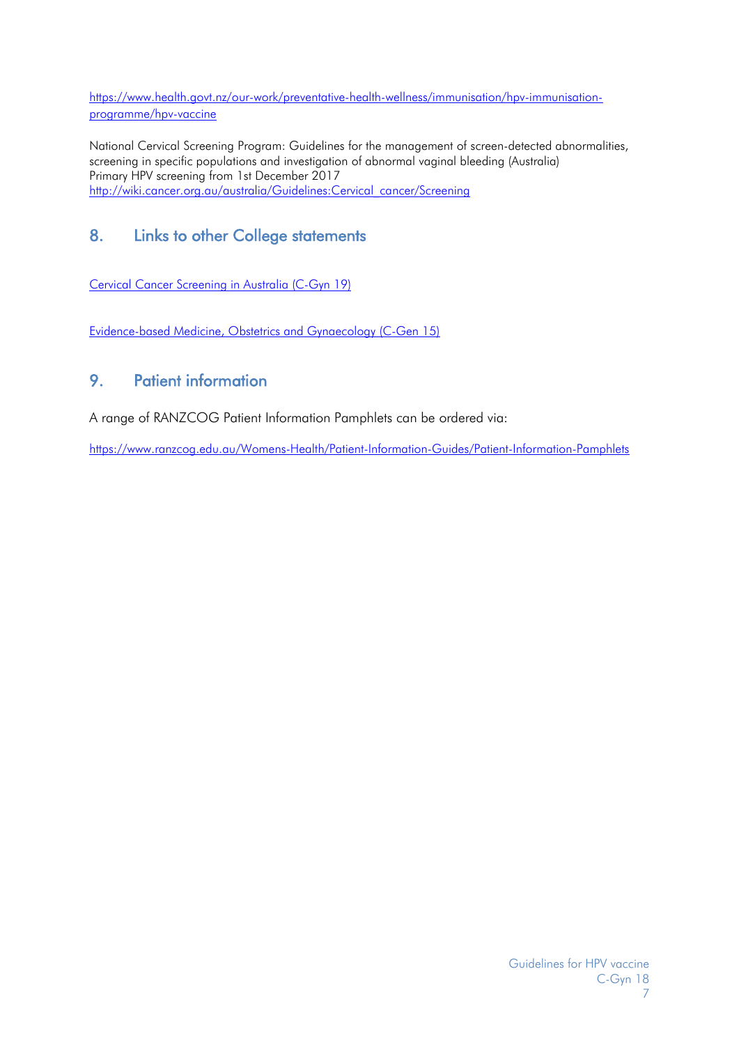https://www.health.govt.nz/our-work/preventative-health-wellness/immunisation/hpv-immunisation-programme/hpv-vaccine

National Cervical Screening Program: Guidelines for the management of screen-detected abnormalities, screening in specific populations and investigation of abnormal vaginal bleeding (Australia)
Primary HPV screening from 1st December 2017
http://wiki.cancer.org.au/australia/Guidelines:Cervical_cancer/Screening

## 8. Links to other College statements

Cervical Cancer Screening in Australia (C-Gyn 19)

Evidence-based Medicine, Obstetrics and Gynaecology (C-Gen 15)

## 9. Patient information

A range of RANZCOG Patient Information Pamphlets can be ordered via:

https://www.ranzcog.edu.au/Womens-Health/Patient-Information-Guides/Patient-Information-Pamphlets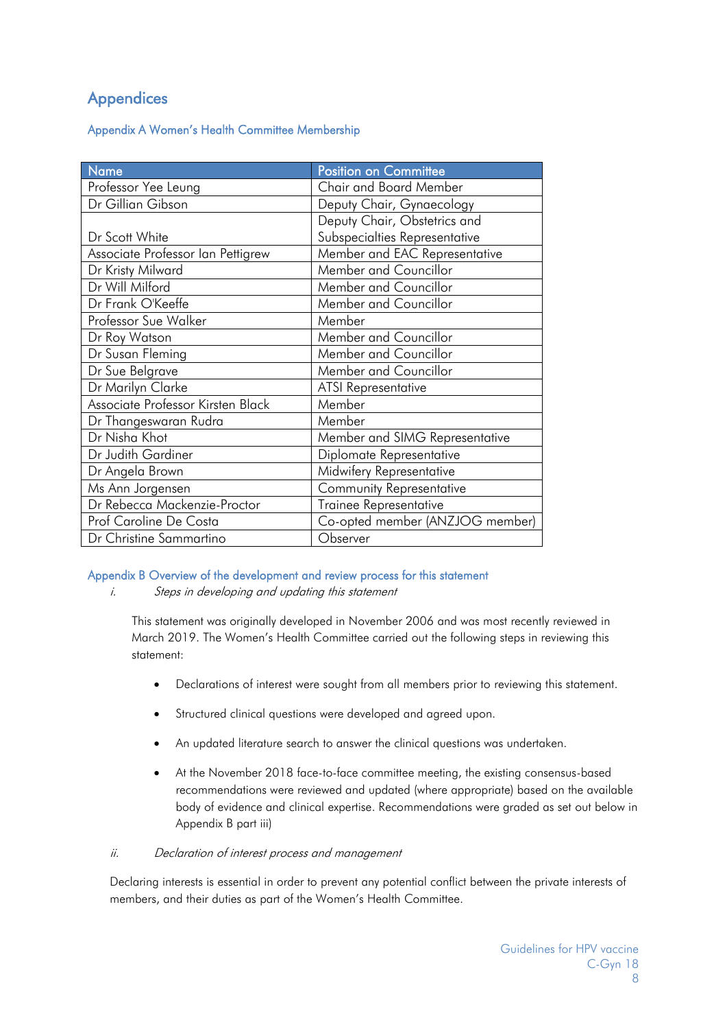# Appendices

## Appendix A Women's Health Committee Membership

| Name | Position on Committee |
|---|---|
| Professor Yee Leung | Chair and Board Member |
| Dr Gillian Gibson | Deputy Chair, Gynaecology |
| Dr Scott White | Deputy Chair, Obstetrics and Subspecialties Representative |
| Associate Professor Ian Pettigrew | Member and EAC Representative |
| Dr Kristy Milward | Member and Councillor |
| Dr Will Milford | Member and Councillor |
| Dr Frank O'Keeffe | Member and Councillor |
| Professor Sue Walker | Member |
| Dr Roy Watson | Member and Councillor |
| Dr Susan Fleming | Member and Councillor |
| Dr Sue Belgrave | Member and Councillor |
| Dr Marilyn Clarke | ATSI Representative |
| Associate Professor Kirsten Black | Member |
| Dr Thangeswaran Rudra | Member |
| Dr Nisha Khot | Member and SIMG Representative |
| Dr Judith Gardiner | Diplomate Representative |
| Dr Angela Brown | Midwifery Representative |
| Ms Ann Jorgensen | Community Representative |
| Dr Rebecca Mackenzie-Proctor | Trainee Representative |
| Prof Caroline De Costa | Co-opted member (ANZJOG member) |
| Dr Christine Sammartino | Observer |

## Appendix B Overview of the development and review process for this statement

i. *Steps in developing and updating this statement*

This statement was originally developed in November 2006 and was most recently reviewed in March 2019. The Women's Health Committee carried out the following steps in reviewing this statement:

- Declarations of interest were sought from all members prior to reviewing this statement.
- Structured clinical questions were developed and agreed upon.
- An updated literature search to answer the clinical questions was undertaken.
- At the November 2018 face-to-face committee meeting, the existing consensus-based recommendations were reviewed and updated (where appropriate) based on the available body of evidence and clinical expertise. Recommendations were graded as set out below in Appendix B part iii)

ii. *Declaration of interest process and management*

Declaring interests is essential in order to prevent any potential conflict between the private interests of members, and their duties as part of the Women's Health Committee.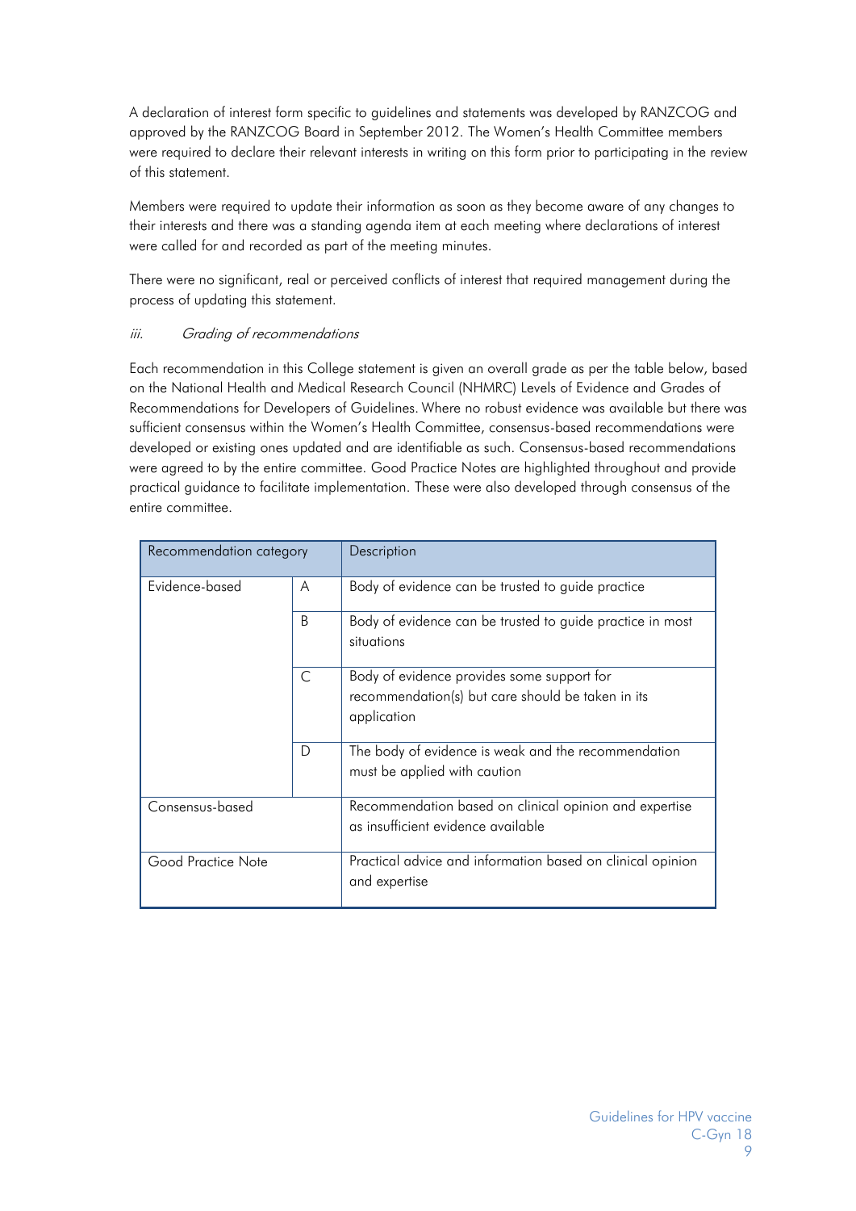A declaration of interest form specific to guidelines and statements was developed by RANZCOG and approved by the RANZCOG Board in September 2012. The Women's Health Committee members were required to declare their relevant interests in writing on this form prior to participating in the review of this statement.

Members were required to update their information as soon as they become aware of any changes to their interests and there was a standing agenda item at each meeting where declarations of interest were called for and recorded as part of the meeting minutes.

There were no significant, real or perceived conflicts of interest that required management during the process of updating this statement.

### iii. *Grading of recommendations*

Each recommendation in this College statement is given an overall grade as per the table below, based on the National Health and Medical Research Council (NHMRC) Levels of Evidence and Grades of Recommendations for Developers of Guidelines. Where no robust evidence was available but there was sufficient consensus within the Women's Health Committee, consensus-based recommendations were developed or existing ones updated and are identifiable as such. Consensus-based recommendations were agreed to by the entire committee. Good Practice Notes are highlighted throughout and provide practical guidance to facilitate implementation. These were also developed through consensus of the entire committee.

| Recommendation category | | Description |
|---|---|---|
| Evidence-based | A | Body of evidence can be trusted to guide practice |
| | B | Body of evidence can be trusted to guide practice in most situations |
| | C | Body of evidence provides some support for recommendation(s) but care should be taken in its application |
| | D | The body of evidence is weak and the recommendation must be applied with caution |
| Consensus-based | | Recommendation based on clinical opinion and expertise as insufficient evidence available |
| Good Practice Note | | Practical advice and information based on clinical opinion and expertise |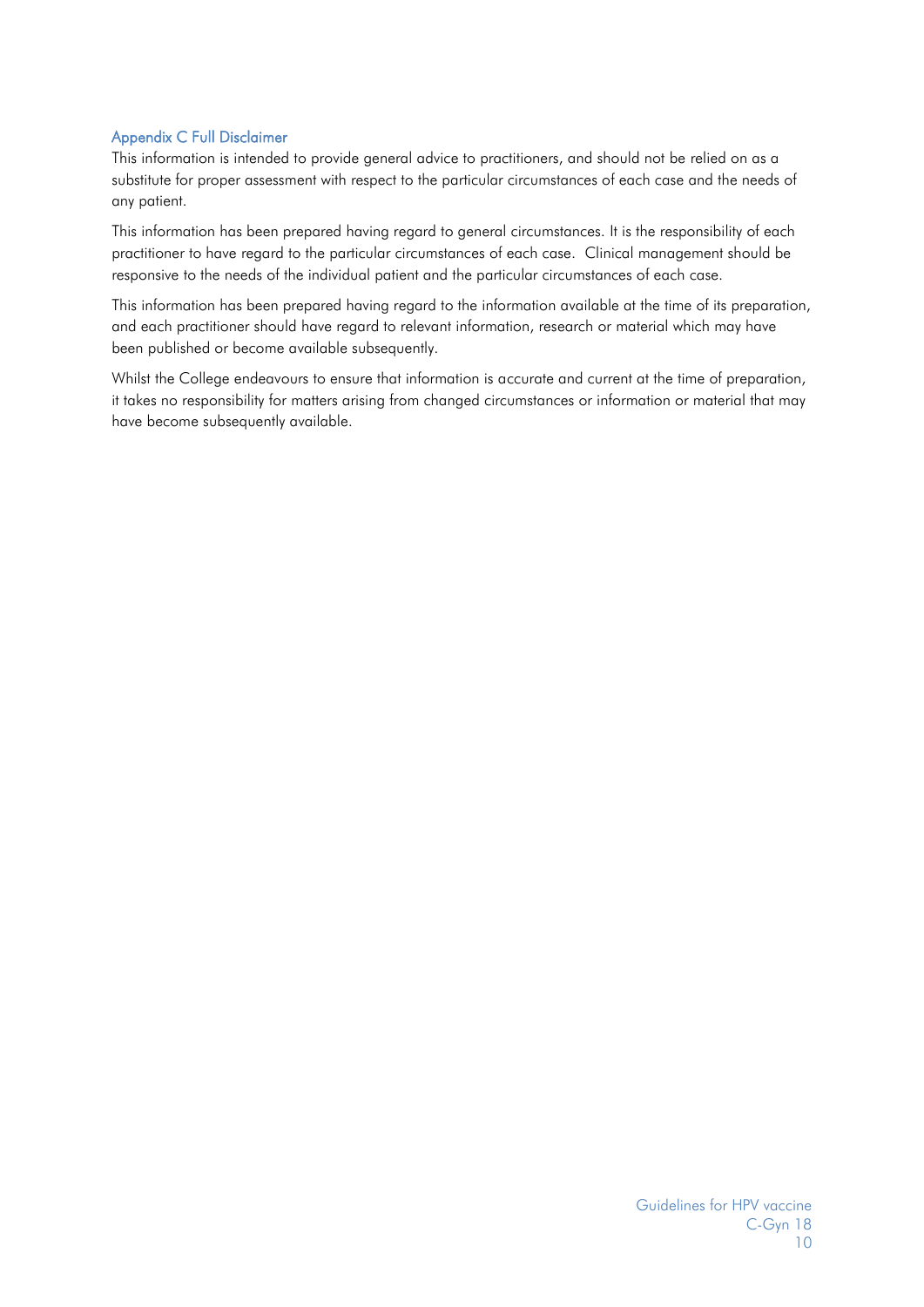## Appendix C Full Disclaimer

This information is intended to provide general advice to practitioners, and should not be relied on as a substitute for proper assessment with respect to the particular circumstances of each case and the needs of any patient.

This information has been prepared having regard to general circumstances. It is the responsibility of each practitioner to have regard to the particular circumstances of each case. Clinical management should be responsive to the needs of the individual patient and the particular circumstances of each case.

This information has been prepared having regard to the information available at the time of its preparation, and each practitioner should have regard to relevant information, research or material which may have been published or become available subsequently.

Whilst the College endeavours to ensure that information is accurate and current at the time of preparation, it takes no responsibility for matters arising from changed circumstances or information or material that may have become subsequently available.